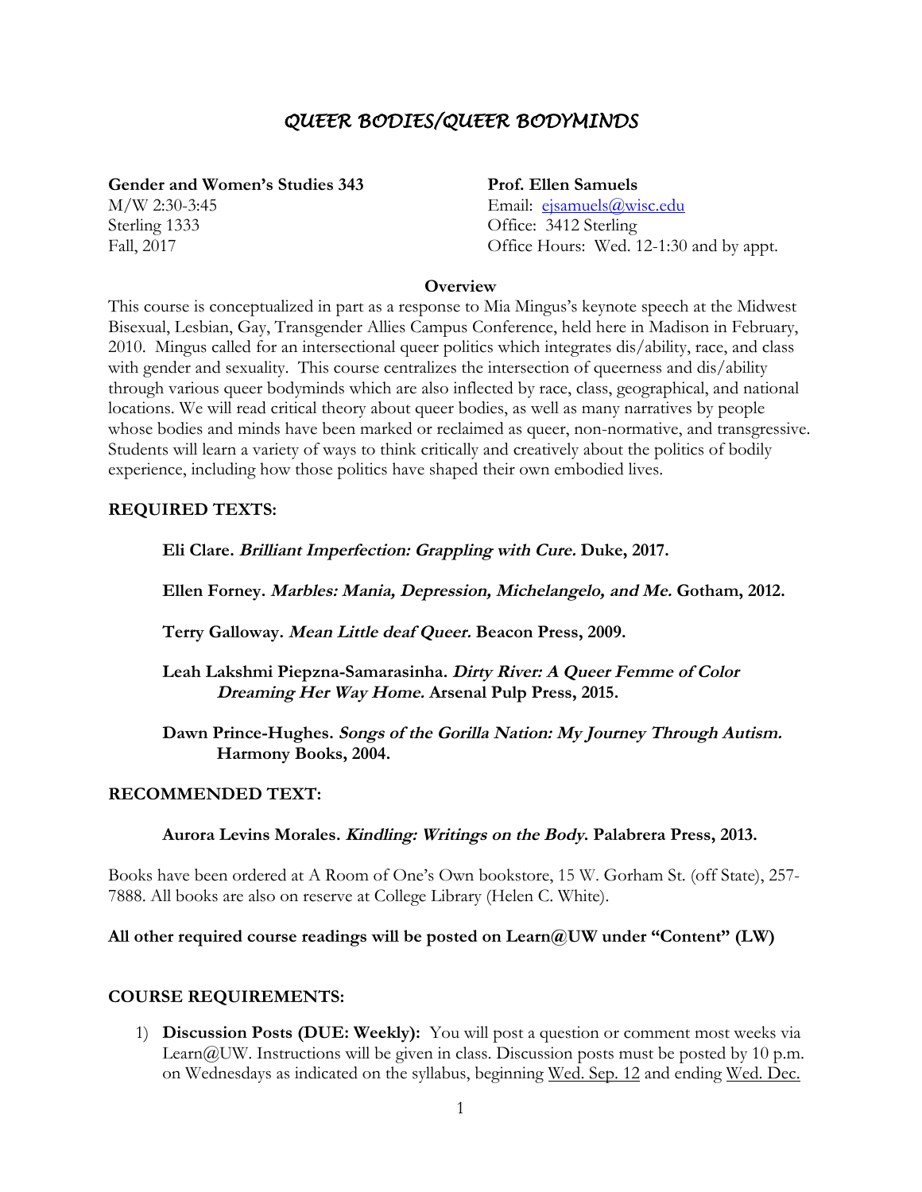# QUEER BODIES/QUEER BODYMINDS

**Gender and Women's Studies 343**
M/W 2:30-3:45
Sterling 1333
Fall, 2017

**Prof. Ellen Samuels**
Email: ejsamuels@wisc.edu
Office: 3412 Sterling
Office Hours: Wed. 12-1:30 and by appt.

## Overview

This course is conceptualized in part as a response to Mia Mingus's keynote speech at the Midwest Bisexual, Lesbian, Gay, Transgender Allies Campus Conference, held here in Madison in February, 2010. Mingus called for an intersectional queer politics which integrates dis/ability, race, and class with gender and sexuality. This course centralizes the intersection of queerness and dis/ability through various queer bodyminds which are also inflected by race, class, geographical, and national locations. We will read critical theory about queer bodies, as well as many narratives by people whose bodies and minds have been marked or reclaimed as queer, non-normative, and transgressive. Students will learn a variety of ways to think critically and creatively about the politics of bodily experience, including how those politics have shaped their own embodied lives.

## REQUIRED TEXTS:

**Eli Clare. *Brilliant Imperfection: Grappling with Cure.* Duke, 2017.**

**Ellen Forney. *Marbles: Mania, Depression, Michelangelo, and Me.* Gotham, 2012.**

**Terry Galloway. *Mean Little deaf Queer.* Beacon Press, 2009.**

**Leah Lakshmi Piepzna-Samarasinha. *Dirty River: A Queer Femme of Color Dreaming Her Way Home.* Arsenal Pulp Press, 2015.**

**Dawn Prince-Hughes. *Songs of the Gorilla Nation: My Journey Through Autism.* Harmony Books, 2004.**

## RECOMMENDED TEXT:

**Aurora Levins Morales. *Kindling: Writings on the Body.* Palabrera Press, 2013.**

Books have been ordered at A Room of One's Own bookstore, 15 W. Gorham St. (off State), 257-7888. All books are also on reserve at College Library (Helen C. White).

**All other required course readings will be posted on Learn@UW under "Content" (LW)**

## COURSE REQUIREMENTS:

1) **Discussion Posts (DUE: Weekly):** You will post a question or comment most weeks via Learn@UW. Instructions will be given in class. Discussion posts must be posted by 10 p.m. on Wednesdays as indicated on the syllabus, beginning Wed. Sep. 12 and ending Wed. Dec.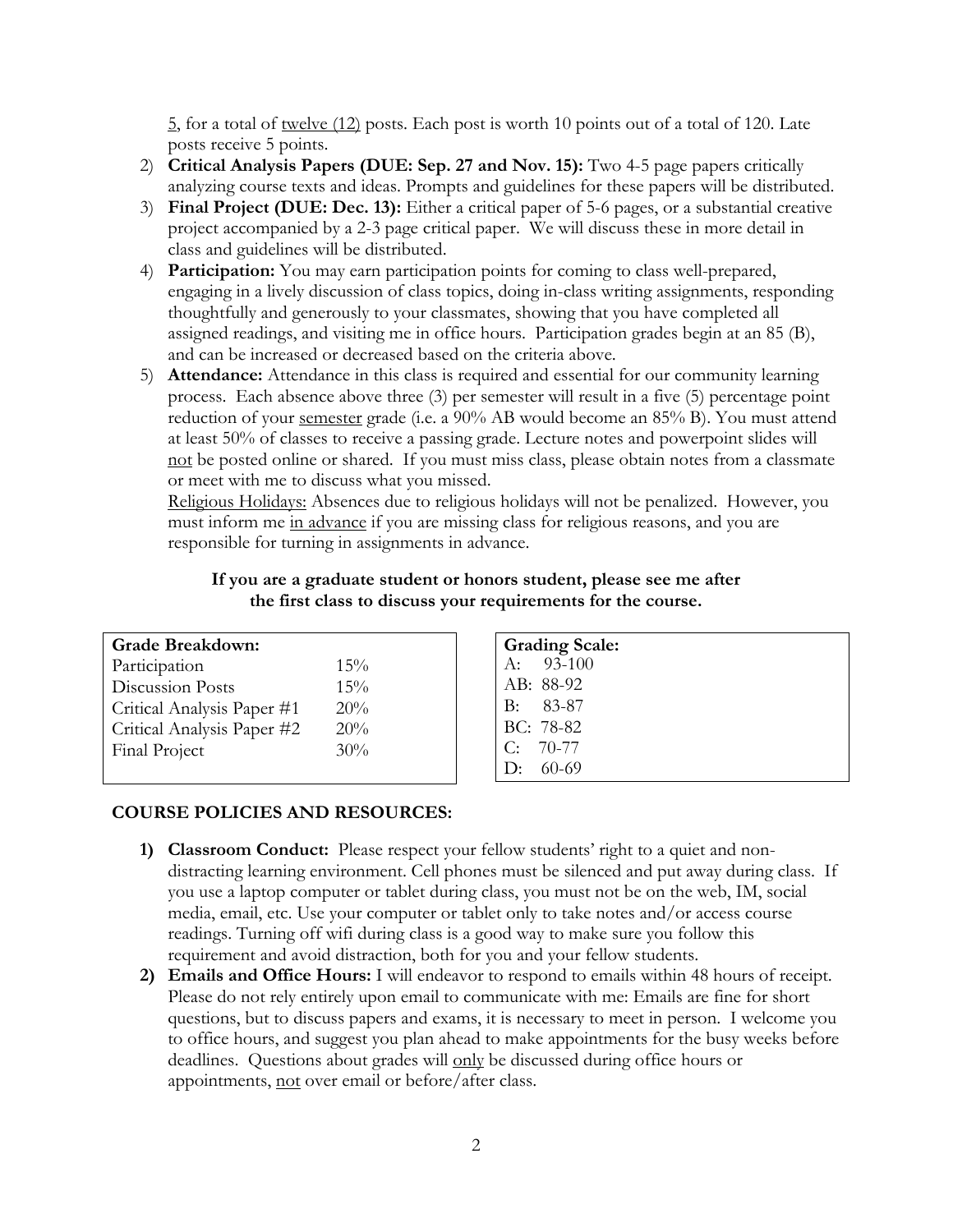5, for a total of twelve (12) posts. Each post is worth 10 points out of a total of 120. Late posts receive 5 points.

2) **Critical Analysis Papers (DUE: Sep. 27 and Nov. 15):** Two 4-5 page papers critically analyzing course texts and ideas. Prompts and guidelines for these papers will be distributed.
3) **Final Project (DUE: Dec. 13):** Either a critical paper of 5-6 pages, or a substantial creative project accompanied by a 2-3 page critical paper. We will discuss these in more detail in class and guidelines will be distributed.
4) **Participation:** You may earn participation points for coming to class well-prepared, engaging in a lively discussion of class topics, doing in-class writing assignments, responding thoughtfully and generously to your classmates, showing that you have completed all assigned readings, and visiting me in office hours. Participation grades begin at an 85 (B), and can be increased or decreased based on the criteria above.
5) **Attendance:** Attendance in this class is required and essential for our community learning process. Each absence above three (3) per semester will result in a five (5) percentage point reduction of your semester grade (i.e. a 90% AB would become an 85% B). You must attend at least 50% of classes to receive a passing grade. Lecture notes and powerpoint slides will not be posted online or shared. If you must miss class, please obtain notes from a classmate or meet with me to discuss what you missed.

   Religious Holidays: Absences due to religious holidays will not be penalized. However, you must inform me in advance if you are missing class for religious reasons, and you are responsible for turning in assignments in advance.

**If you are a graduate student or honors student, please see me after the first class to discuss your requirements for the course.**

| Grade Breakdown: | |
|---|---|
| Participation | 15% |
| Discussion Posts | 15% |
| Critical Analysis Paper #1 | 20% |
| Critical Analysis Paper #2 | 20% |
| Final Project | 30% |

| Grading Scale: | |
|---|---|
| A: | 93-100 |
| AB: | 88-92 |
| B: | 83-87 |
| BC: | 78-82 |
| C: | 70-77 |
| D: | 60-69 |

**COURSE POLICIES AND RESOURCES:**

1) **Classroom Conduct:** Please respect your fellow students' right to a quiet and non-distracting learning environment. Cell phones must be silenced and put away during class. If you use a laptop computer or tablet during class, you must not be on the web, IM, social media, email, etc. Use your computer or tablet only to take notes and/or access course readings. Turning off wifi during class is a good way to make sure you follow this requirement and avoid distraction, both for you and your fellow students.
2) **Emails and Office Hours:** I will endeavor to respond to emails within 48 hours of receipt. Please do not rely entirely upon email to communicate with me: Emails are fine for short questions, but to discuss papers and exams, it is necessary to meet in person. I welcome you to office hours, and suggest you plan ahead to make appointments for the busy weeks before deadlines. Questions about grades will only be discussed during office hours or appointments, not over email or before/after class.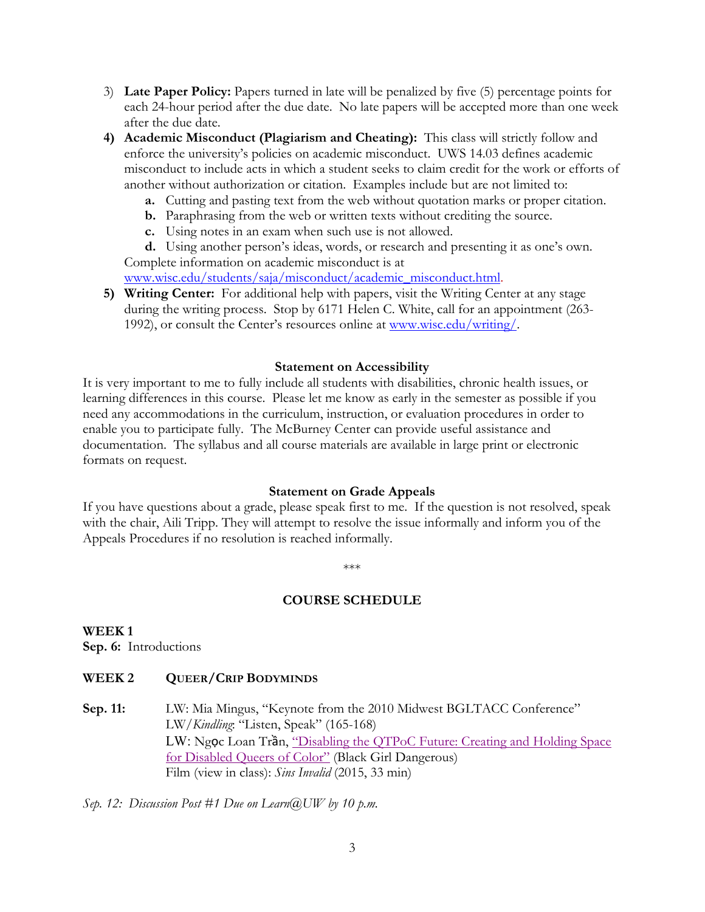3) **Late Paper Policy:** Papers turned in late will be penalized by five (5) percentage points for each 24-hour period after the due date. No late papers will be accepted more than one week after the due date.
4) **Academic Misconduct (Plagiarism and Cheating):** This class will strictly follow and enforce the university's policies on academic misconduct. UWS 14.03 defines academic misconduct to include acts in which a student seeks to claim credit for the work or efforts of another without authorization or citation. Examples include but are not limited to:
   - **a.** Cutting and pasting text from the web without quotation marks or proper citation.
   - **b.** Paraphrasing from the web or written texts without crediting the source.
   - **c.** Using notes in an exam when such use is not allowed.
   - **d.** Using another person's ideas, words, or research and presenting it as one's own.

   Complete information on academic misconduct is at [www.wisc.edu/students/saja/misconduct/academic_misconduct.html](www.wisc.edu/students/saja/misconduct/academic_misconduct.html).
5) **Writing Center:** For additional help with papers, visit the Writing Center at any stage during the writing process. Stop by 6171 Helen C. White, call for an appointment (263-1992), or consult the Center's resources online at [www.wisc.edu/writing/](www.wisc.edu/writing/).

**Statement on Accessibility**

It is very important to me to fully include all students with disabilities, chronic health issues, or learning differences in this course. Please let me know as early in the semester as possible if you need any accommodations in the curriculum, instruction, or evaluation procedures in order to enable you to participate fully. The McBurney Center can provide useful assistance and documentation. The syllabus and all course materials are available in large print or electronic formats on request.

**Statement on Grade Appeals**

If you have questions about a grade, please speak first to me. If the question is not resolved, speak with the chair, Aili Tripp. They will attempt to resolve the issue informally and inform you of the Appeals Procedures if no resolution is reached informally.

\*\*\*

## COURSE SCHEDULE

**WEEK 1**
**Sep. 6:** Introductions

**WEEK 2 QUEER/CRIP BODYMINDS**

**Sep. 11:**
LW: Mia Mingus, "Keynote from the 2010 Midwest BGLTACC Conference"
LW/*Kindling*: "Listen, Speak" (165-168)
LW: Ngọc Loan Trần, "Disabling the QTPoC Future: Creating and Holding Space for Disabled Queers of Color" (Black Girl Dangerous)
Film (view in class): *Sins Invalid* (2015, 33 min)

*Sep. 12: Discussion Post #1 Due on Learn@UW by 10 p.m.*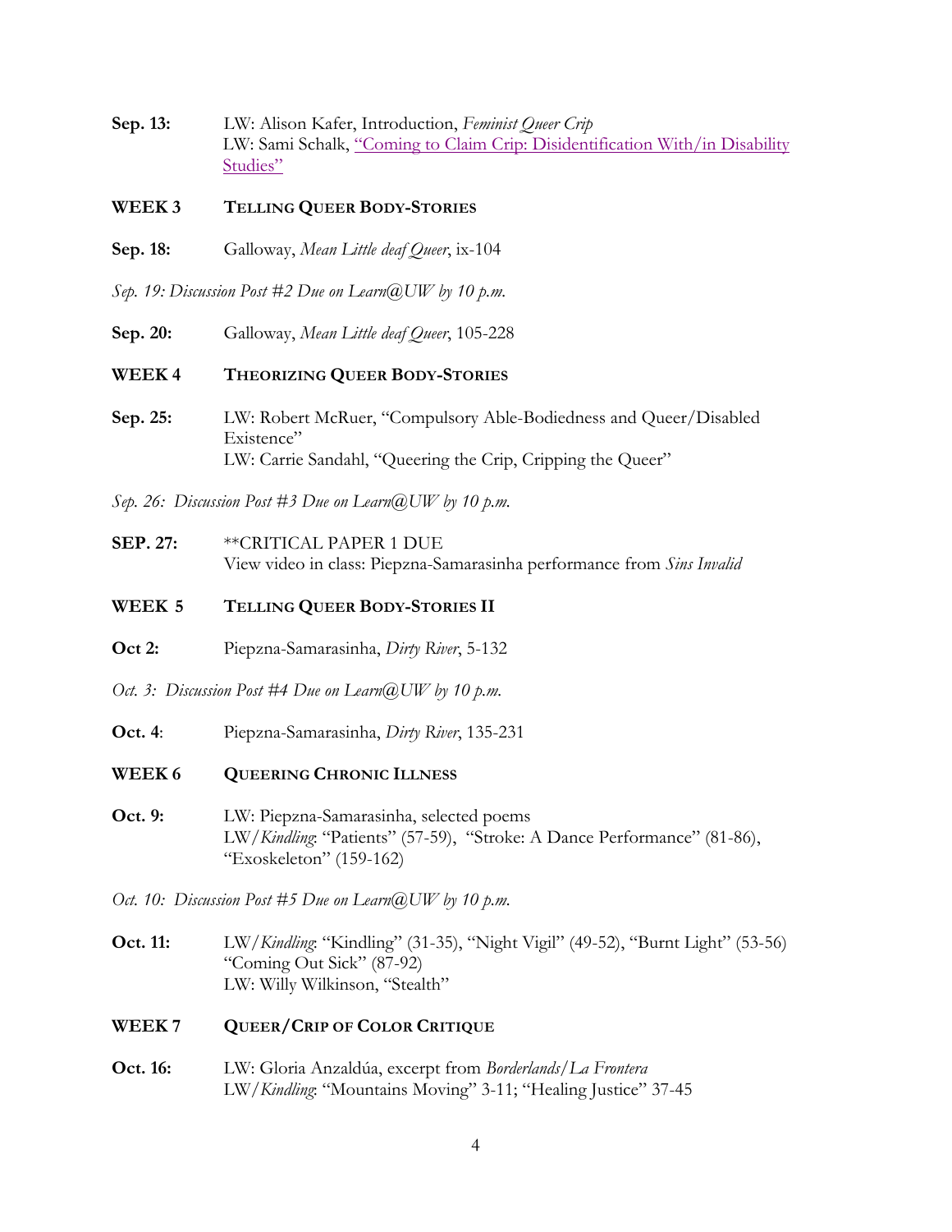**Sep. 13:** LW: Alison Kafer, Introduction, *Feminist Queer Crip*
LW: Sami Schalk, "Coming to Claim Crip: Disidentification With/in Disability Studies"

## WEEK 3 TELLING QUEER BODY-STORIES

**Sep. 18:** Galloway, *Mean Little deaf Queer*, ix-104

*Sep. 19: Discussion Post #2 Due on Learn@UW by 10 p.m.*

**Sep. 20:** Galloway, *Mean Little deaf Queer*, 105-228

## WEEK 4 THEORIZING QUEER BODY-STORIES

**Sep. 25:** LW: Robert McRuer, "Compulsory Able-Bodiedness and Queer/Disabled Existence"
LW: Carrie Sandahl, "Queering the Crip, Cripping the Queer"

*Sep. 26: Discussion Post #3 Due on Learn@UW by 10 p.m.*

**SEP. 27:** **CRITICAL PAPER 1 DUE
View video in class: Piepzna-Samarasinha performance from *Sins Invalid*

## WEEK 5 TELLING QUEER BODY-STORIES II

**Oct 2:** Piepzna-Samarasinha, *Dirty River*, 5-132

*Oct. 3: Discussion Post #4 Due on Learn@UW by 10 p.m.*

**Oct. 4**: Piepzna-Samarasinha, *Dirty River*, 135-231

## WEEK 6 QUEERING CHRONIC ILLNESS

**Oct. 9:** LW: Piepzna-Samarasinha, selected poems
LW/*Kindling*: "Patients" (57-59), "Stroke: A Dance Performance" (81-86), "Exoskeleton" (159-162)

*Oct. 10: Discussion Post #5 Due on Learn@UW by 10 p.m.*

**Oct. 11:** LW/*Kindling*: "Kindling" (31-35), "Night Vigil" (49-52), "Burnt Light" (53-56) "Coming Out Sick" (87-92)
LW: Willy Wilkinson, "Stealth"

## WEEK 7 QUEER/CRIP OF COLOR CRITIQUE

**Oct. 16:** LW: Gloria Anzaldúa, excerpt from *Borderlands/La Frontera*
LW/*Kindling*: "Mountains Moving" 3-11; "Healing Justice" 37-45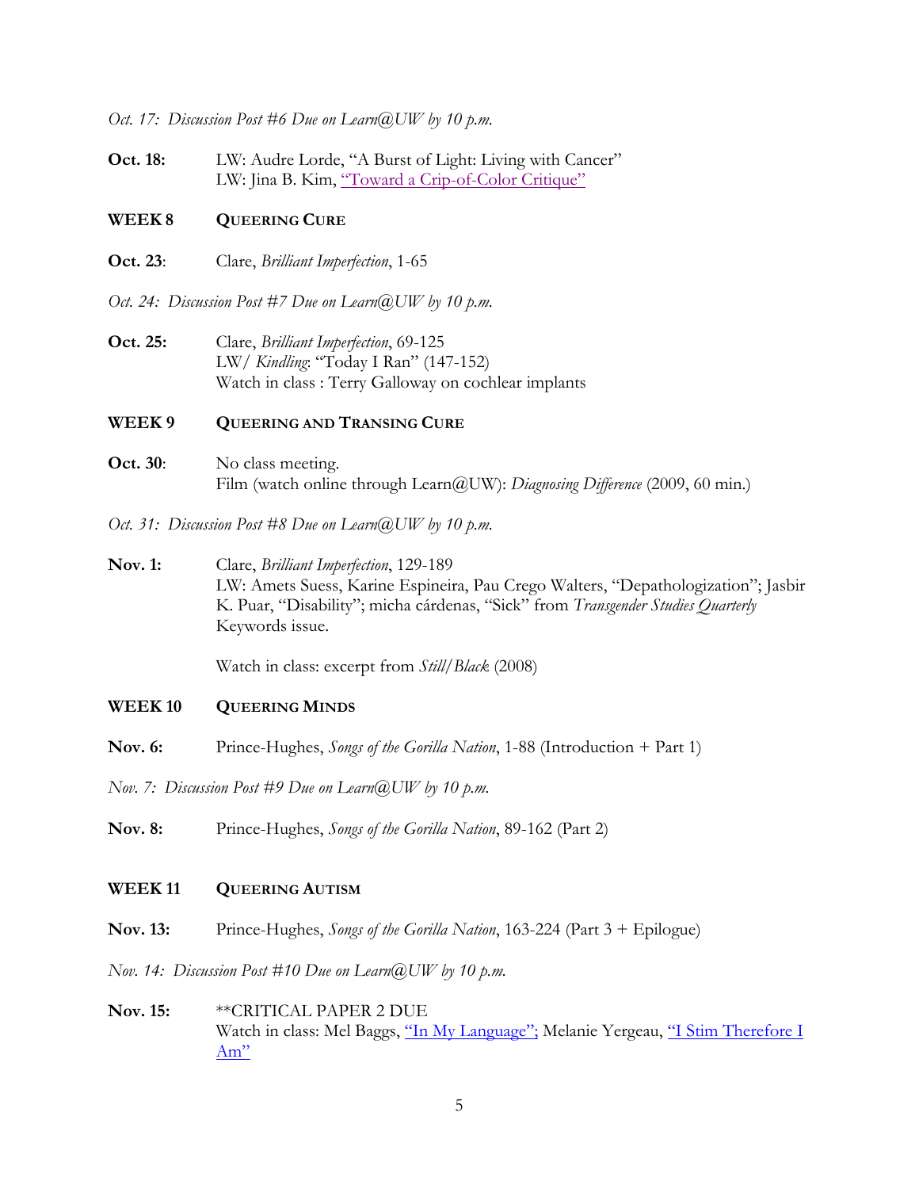*Oct. 17: Discussion Post #6 Due on Learn@UW by 10 p.m.*

**Oct. 18:** LW: Audre Lorde, "A Burst of Light: Living with Cancer"
LW: Jina B. Kim, "Toward a Crip-of-Color Critique"

## WEEK 8 QUEERING CURE

**Oct. 23**: Clare, *Brilliant Imperfection*, 1-65

*Oct. 24: Discussion Post #7 Due on Learn@UW by 10 p.m.*

**Oct. 25:** Clare, *Brilliant Imperfection*, 69-125
LW/ *Kindling*: "Today I Ran" (147-152)
Watch in class : Terry Galloway on cochlear implants

## WEEK 9 QUEERING AND TRANSING CURE

**Oct. 30**: No class meeting.
Film (watch online through Learn@UW): *Diagnosing Difference* (2009, 60 min.)

*Oct. 31: Discussion Post #8 Due on Learn@UW by 10 p.m.*

**Nov. 1:** Clare, *Brilliant Imperfection*, 129-189
LW: Amets Suess, Karine Espineira, Pau Crego Walters, "Depathologization"; Jasbir K. Puar, "Disability"; micha cárdenas, "Sick" from *Transgender Studies Quarterly* Keywords issue.

Watch in class: excerpt from *Still/Black* (2008)

## WEEK 10 QUEERING MINDS

**Nov. 6:** Prince-Hughes, *Songs of the Gorilla Nation*, 1-88 (Introduction + Part 1)

*Nov. 7: Discussion Post #9 Due on Learn@UW by 10 p.m.*

**Nov. 8:** Prince-Hughes, *Songs of the Gorilla Nation*, 89-162 (Part 2)

## WEEK 11 QUEERING AUTISM

**Nov. 13:** Prince-Hughes, *Songs of the Gorilla Nation*, 163-224 (Part 3 + Epilogue)

*Nov. 14: Discussion Post #10 Due on Learn@UW by 10 p.m.*

**Nov. 15:** **CRITICAL PAPER 2 DUE
Watch in class: Mel Baggs, "In My Language"; Melanie Yergeau, "I Stim Therefore I Am"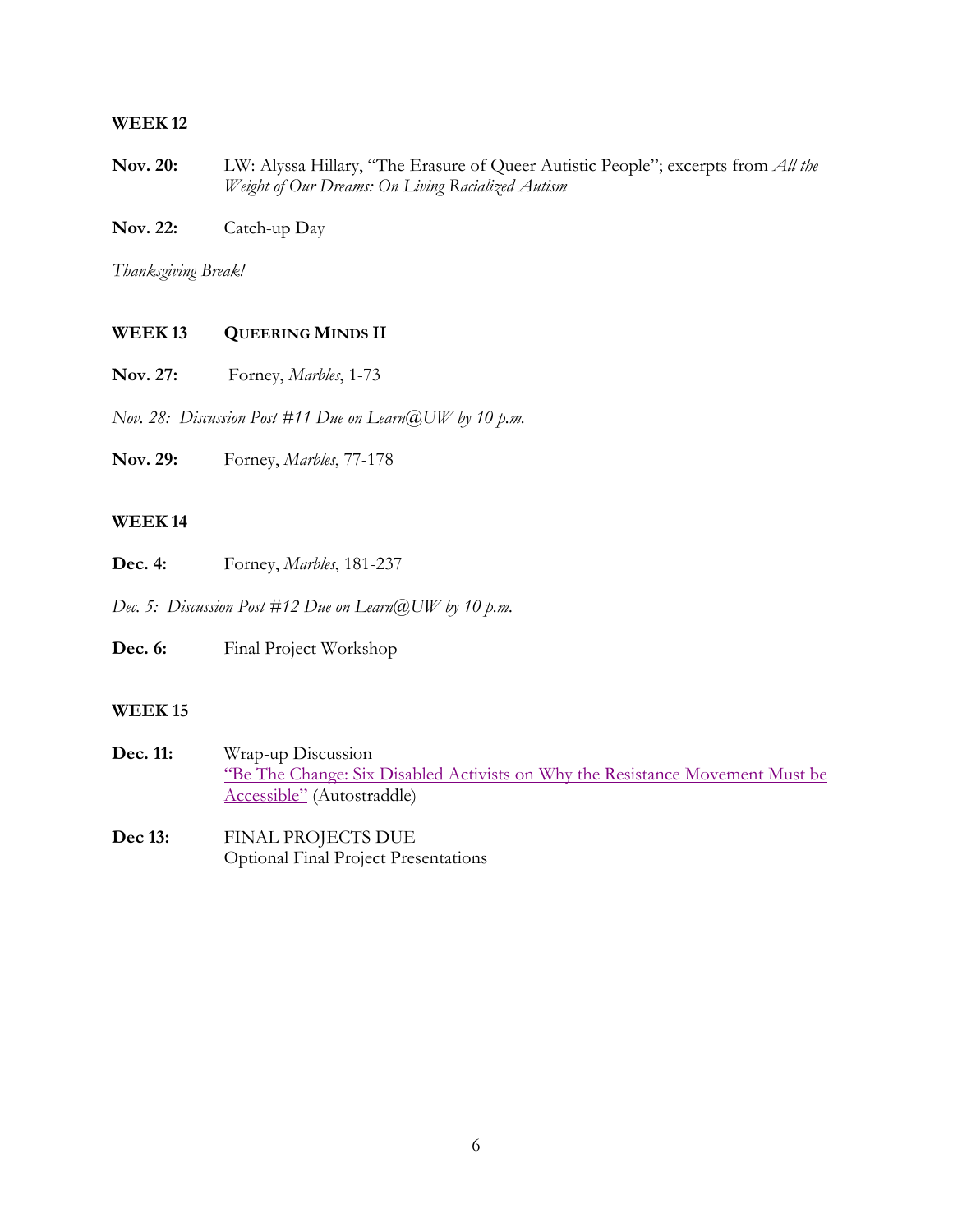**WEEK 12**

**Nov. 20:** LW: Alyssa Hillary, "The Erasure of Queer Autistic People"; excerpts from *All the Weight of Our Dreams: On Living Racialized Autism*

**Nov. 22:** Catch-up Day

*Thanksgiving Break!*

**WEEK 13 QUEERING MINDS II**

**Nov. 27:** Forney, *Marbles*, 1-73

*Nov. 28: Discussion Post #11 Due on Learn@UW by 10 p.m.*

**Nov. 29:** Forney, *Marbles*, 77-178

**WEEK 14**

**Dec. 4:** Forney, *Marbles*, 181-237

*Dec. 5: Discussion Post #12 Due on Learn@UW by 10 p.m.*

**Dec. 6:** Final Project Workshop

**WEEK 15**

**Dec. 11:** Wrap-up Discussion
"Be The Change: Six Disabled Activists on Why the Resistance Movement Must be Accessible" (Autostraddle)

**Dec 13:** FINAL PROJECTS DUE
Optional Final Project Presentations